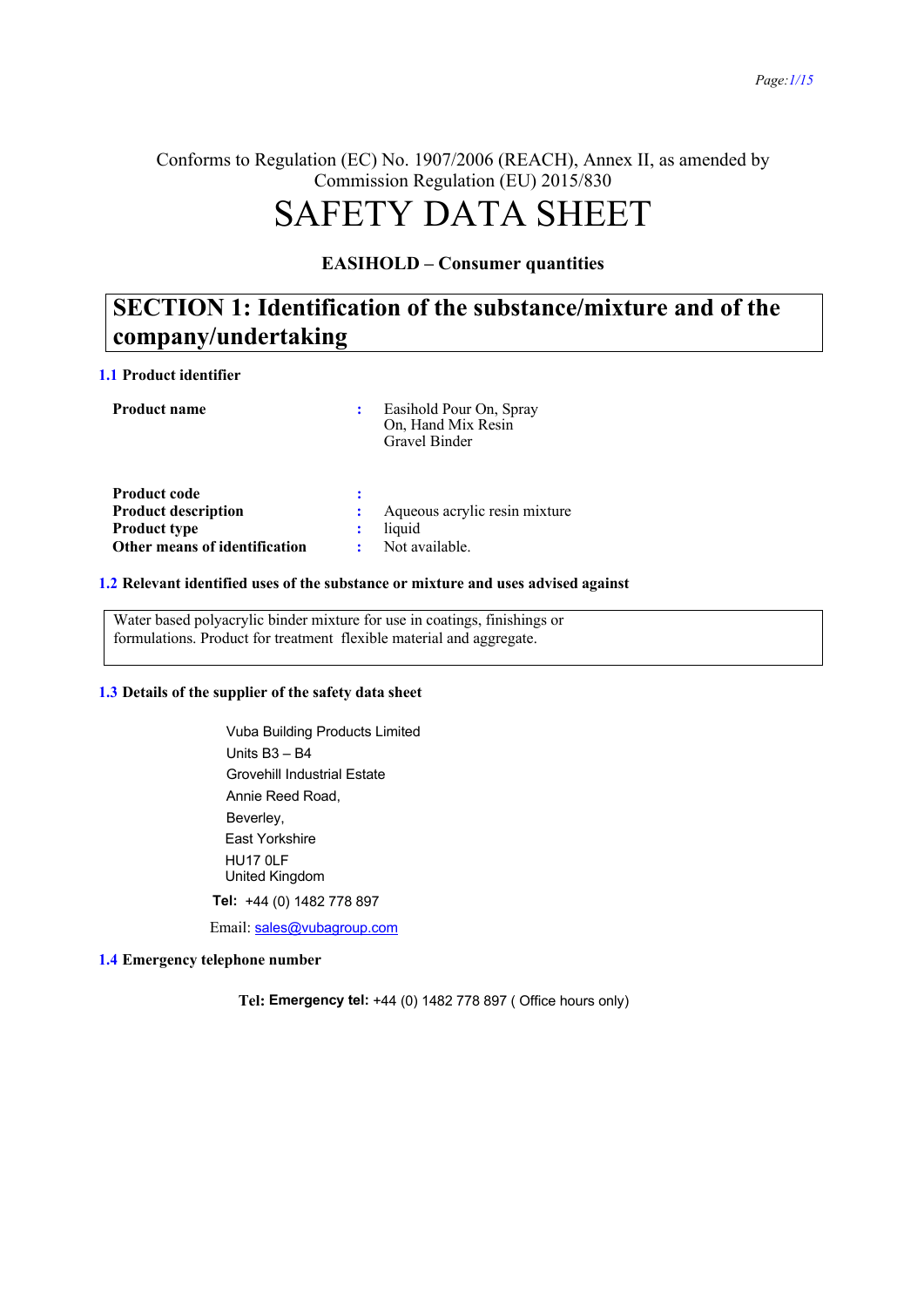Conforms to Regulation (EC) No. 1907/2006 (REACH), Annex II, as amended by Commission Regulation (EU) 2015/830

# SAFETY DATA SHEET

**EASIHOLD – Consumer quantities**

## SECTION 1: Identification of the substance/mixture and of the company/undertaking

### 1.1 Product identifier

| | | |
|---|---|---|
| **Product name** | : | Easihold Pour On, Spray On, Hand Mix Resin Gravel Binder |
| **Product code** | : | |
| **Product description** | : | Aqueous acrylic resin mixture |
| **Product type** | : | liquid |
| **Other means of identification** | : | Not available. |

### 1.2 Relevant identified uses of the substance or mixture and uses advised against

Water based polyacrylic binder mixture for use in coatings, finishings or formulations. Product for treatment flexible material and aggregate.

### 1.3 Details of the supplier of the safety data sheet

Vuba Building Products Limited
Units B3 – B4
Grovehill Industrial Estate
Annie Reed Road,
Beverley,
East Yorkshire
HU17 0LF
United Kingdom

**Tel:** +44 (0) 1482 778 897

Email: sales@vubagroup.com

### 1.4 Emergency telephone number

**Tel: Emergency tel:** +44 (0) 1482 778 897 ( Office hours only)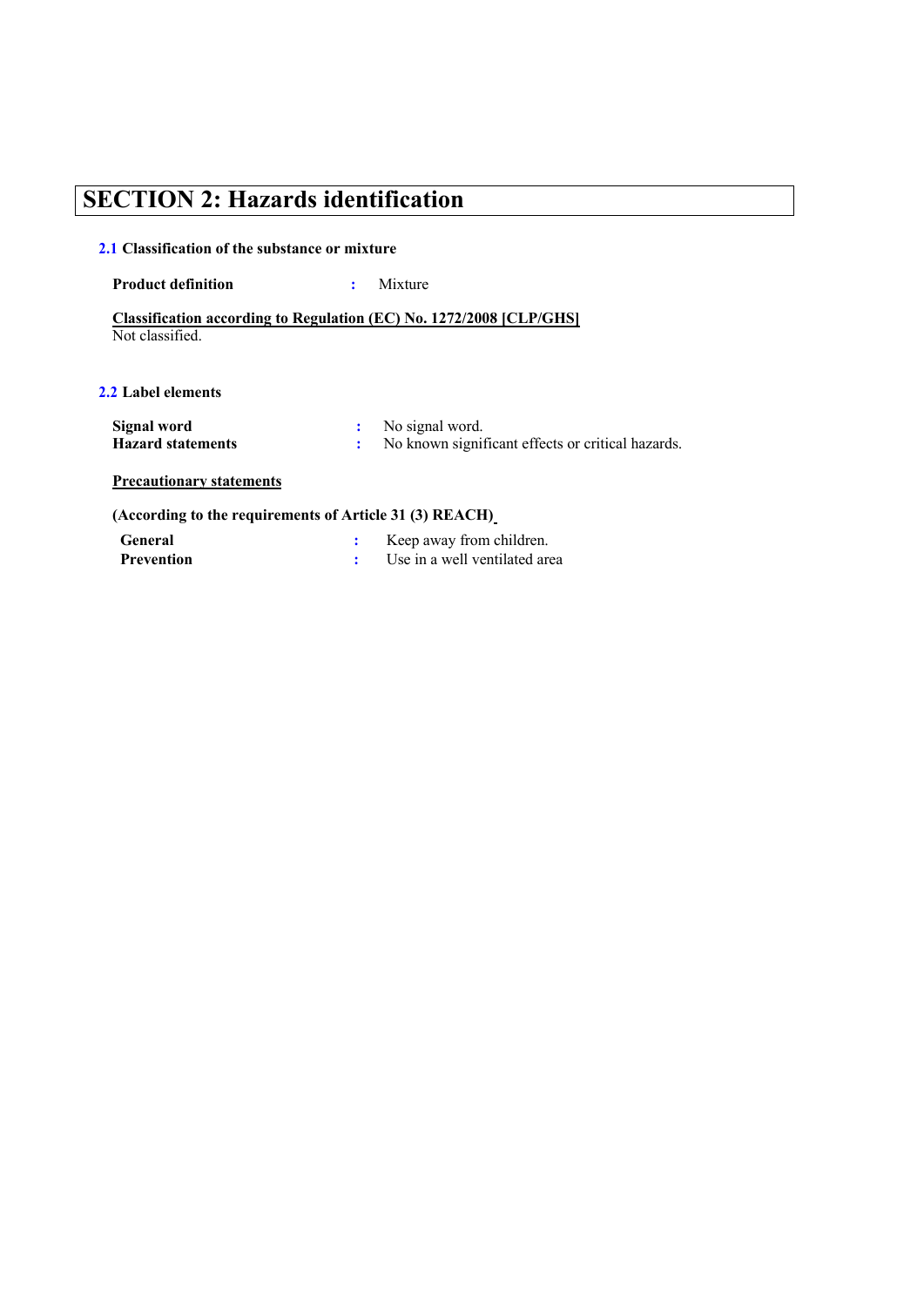# SECTION 2: Hazards identification

## 2.1 Classification of the substance or mixture

**Product definition** : Mixture

**Classification according to Regulation (EC) No. 1272/2008 [CLP/GHS]**
Not classified.

## 2.2 Label elements

**Signal word** : No signal word.
**Hazard statements** : No known significant effects or critical hazards.

**Precautionary statements**

**(According to the requirements of Article 31 (3) REACH)**

**General** : Keep away from children.
**Prevention** : Use in a well ventilated area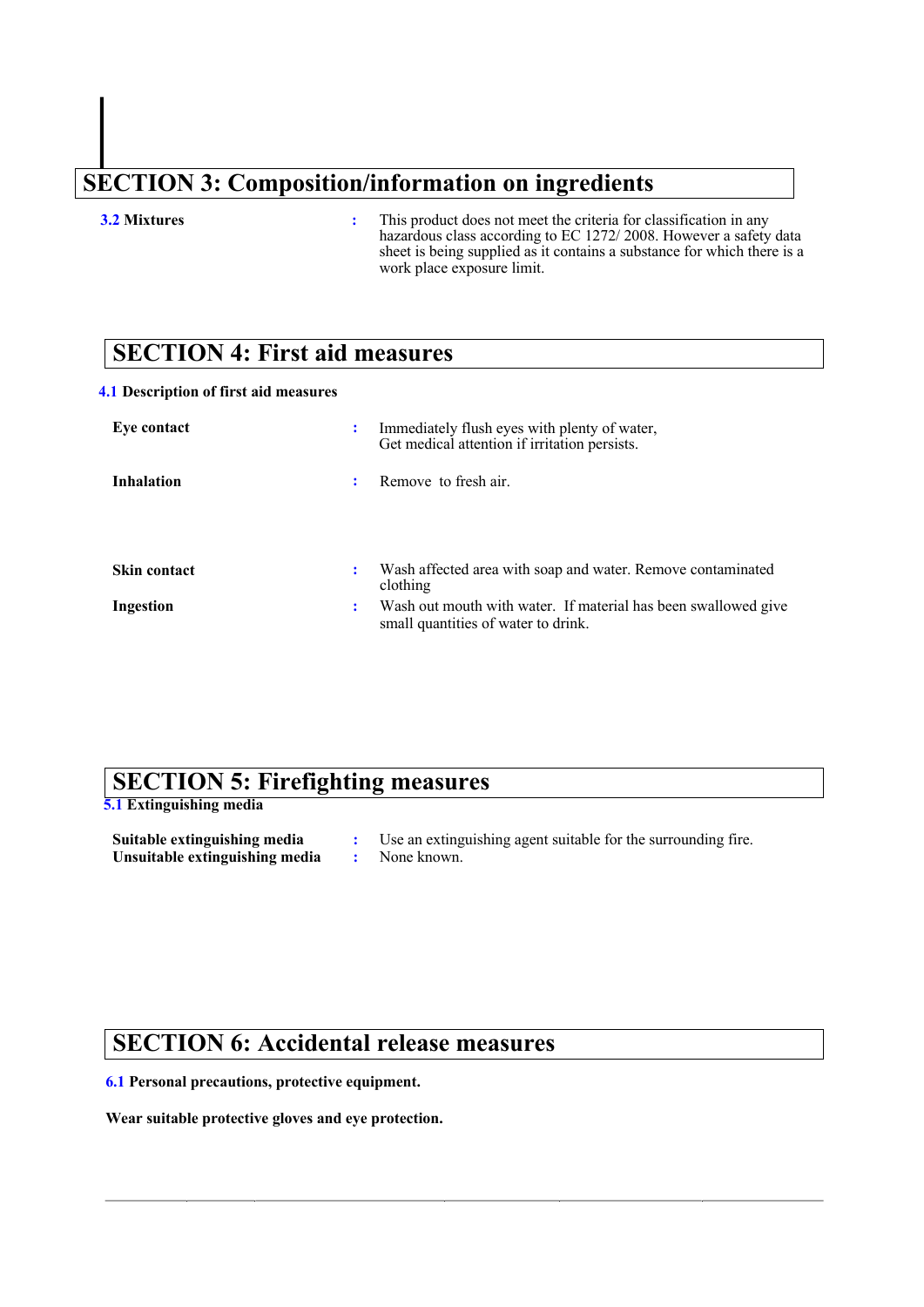## SECTION 3: Composition/information on ingredients

**3.2 Mixtures** : This product does not meet the criteria for classification in any hazardous class according to EC 1272/ 2008. However a safety data sheet is being supplied as it contains a substance for which there is a work place exposure limit.

## SECTION 4: First aid measures

**4.1 Description of first aid measures**

| | |
|---|---|
| **Eye contact** | Immediately flush eyes with plenty of water, Get medical attention if irritation persists. |
| **Inhalation** | Remove to fresh air. |
| **Skin contact** | Wash affected area with soap and water. Remove contaminated clothing |
| **Ingestion** | Wash out mouth with water. If material has been swallowed give small quantities of water to drink. |

## SECTION 5: Firefighting measures

**5.1 Extinguishing media**

| | |
|---|---|
| **Suitable extinguishing media** | Use an extinguishing agent suitable for the surrounding fire. |
| **Unsuitable extinguishing media** | None known. |

## SECTION 6: Accidental release measures

**6.1 Personal precautions, protective equipment.**

**Wear suitable protective gloves and eye protection.**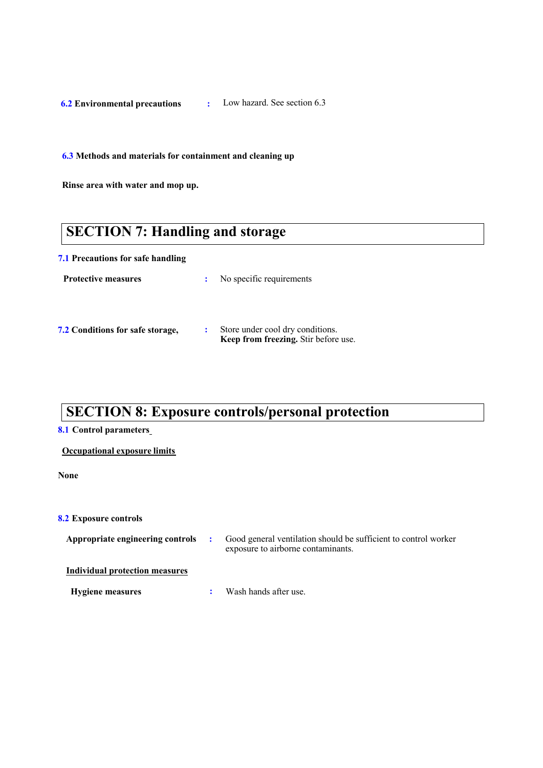**6.2 Environmental precautions** : Low hazard. See section 6.3

**6.3 Methods and materials for containment and cleaning up**

**Rinse area with water and mop up.**

# SECTION 7: Handling and storage

**7.1 Precautions for safe handling**

**Protective measures** : No specific requirements

**7.2 Conditions for safe storage,** : Store under cool dry conditions.
**Keep from freezing.** Stir before use.

# SECTION 8: Exposure controls/personal protection

**8.1 Control parameters**

**Occupational exposure limits**

**None**

**8.2 Exposure controls**

**Appropriate engineering controls** : Good general ventilation should be sufficient to control worker exposure to airborne contaminants.

**Individual protection measures**

**Hygiene measures** : Wash hands after use.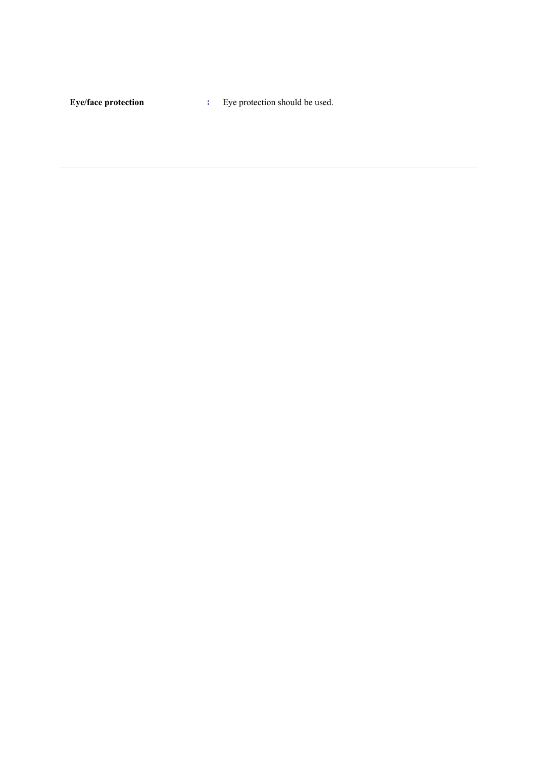| | | |
|---|---|---|
| **Eye/face protection** | : | Eye protection should be used. |

---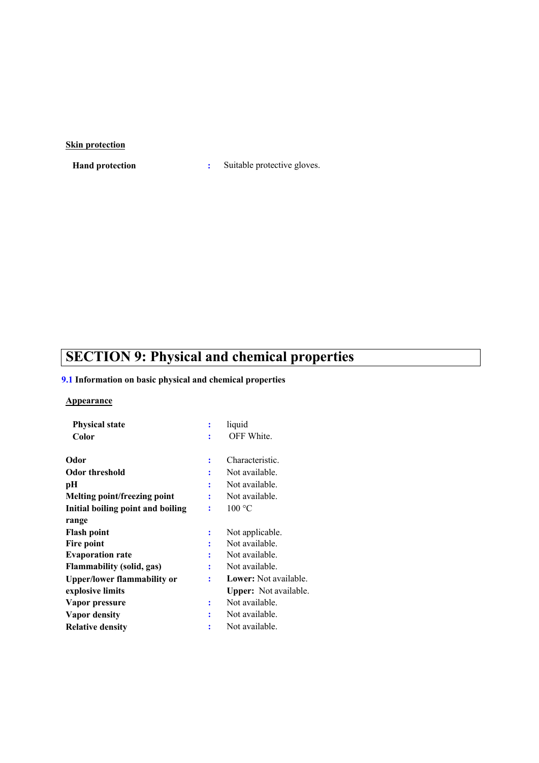**Skin protection**

| | | |
|---|---|---|
| **Hand protection** | : | Suitable protective gloves. |

# SECTION 9: Physical and chemical properties

**9.1 Information on basic physical and chemical properties**

**Appearance**

| | | |
|---|---|---|
| **Physical state** | : | liquid |
| **Color** | : | OFF White. |
| **Odor** | : | Characteristic. |
| **Odor threshold** | : | Not available. |
| **pH** | : | Not available. |
| **Melting point/freezing point** | : | Not available. |
| **Initial boiling point and boiling range** | : | 100 °C |
| **Flash point** | : | Not applicable. |
| **Fire point** | : | Not available. |
| **Evaporation rate** | : | Not available. |
| **Flammability (solid, gas)** | : | Not available. |
| **Upper/lower flammability or explosive limits** | : | **Lower:** Not available.<br>**Upper:** Not available. |
| **Vapor pressure** | : | Not available. |
| **Vapor density** | : | Not available. |
| **Relative density** | : | Not available. |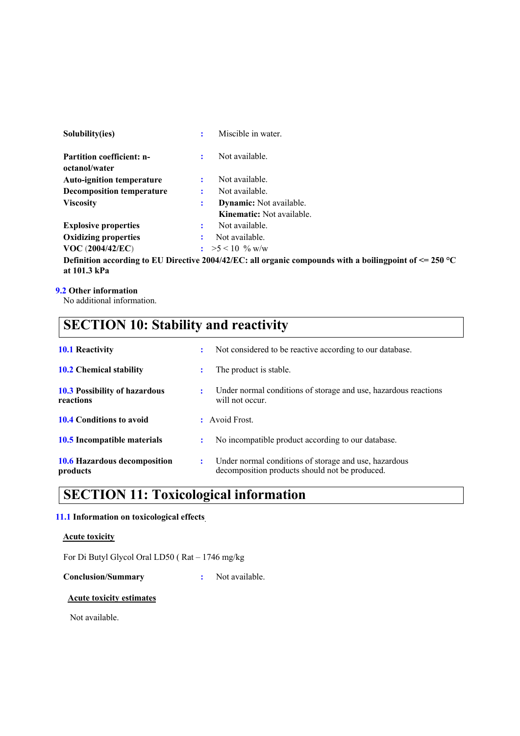**Solubility(ies)** : Miscible in water.

**Partition coefficient: n-octanol/water** : Not available.

**Auto-ignition temperature** : Not available.

**Decomposition temperature** : Not available.

**Viscosity** : **Dynamic:** Not available.
**Kinematic:** Not available.

**Explosive properties** : Not available.

**Oxidizing properties** : Not available.

**VOC (2004/42/EC)** : >5 < 10 % w/w

**Definition according to EU Directive 2004/42/EC: all organic compounds with a boilingpoint of <= 250 °C at 101.3 kPa**

### 9.2 Other information

No additional information.

## SECTION 10: Stability and reactivity

**10.1 Reactivity** : Not considered to be reactive according to our database.

**10.2 Chemical stability** : The product is stable.

**10.3 Possibility of hazardous reactions** : Under normal conditions of storage and use, hazardous reactions will not occur.

**10.4 Conditions to avoid** : Avoid Frost.

**10.5 Incompatible materials** : No incompatible product according to our database.

**10.6 Hazardous decomposition products** : Under normal conditions of storage and use, hazardous decomposition products should not be produced.

## SECTION 11: Toxicological information

### 11.1 Information on toxicological effects

**Acute toxicity**

For Di Butyl Glycol Oral LD50 ( Rat – 1746 mg/kg

**Conclusion/Summary** : Not available.

**Acute toxicity estimates**

Not available.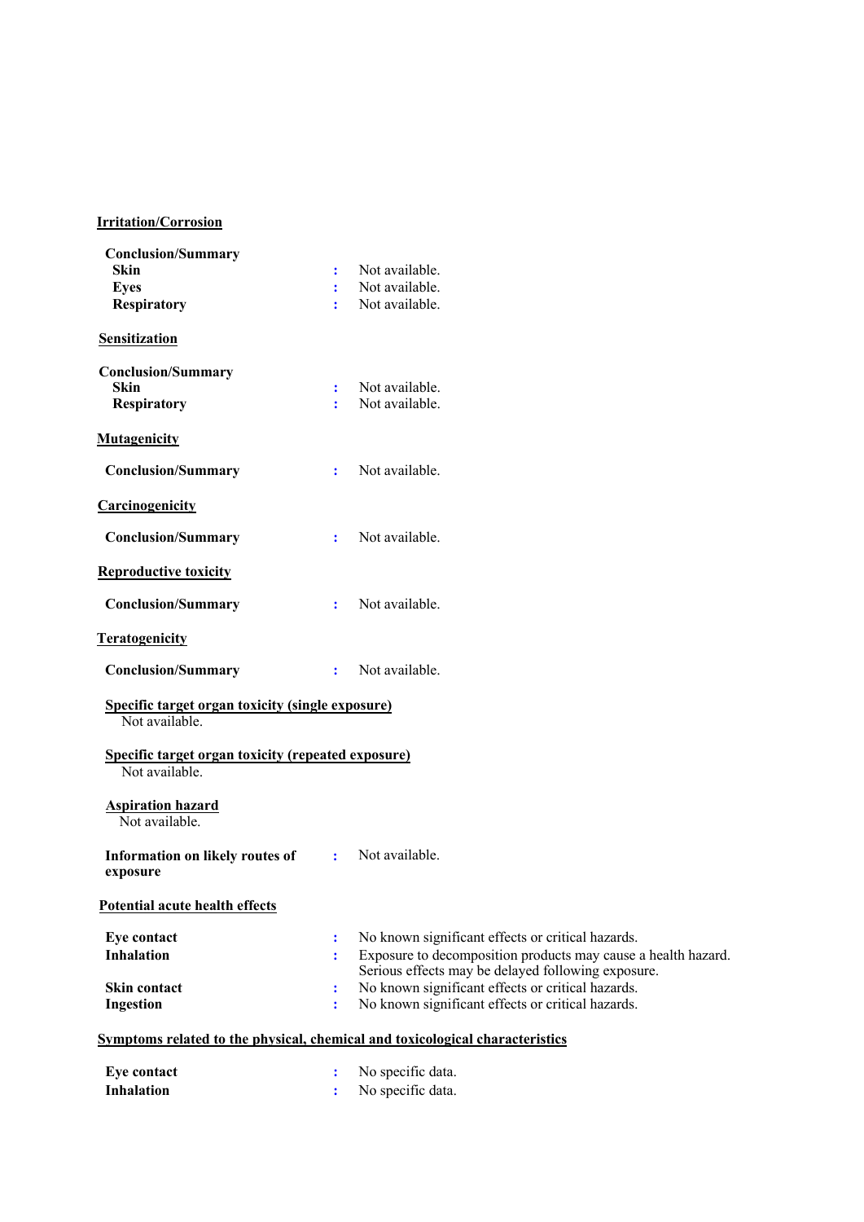**Irritation/Corrosion**

**Conclusion/Summary**

| | | |
|---|---|---|
| **Skin** | : | Not available. |
| **Eyes** | : | Not available. |
| **Respiratory** | : | Not available. |

**Sensitization**

**Conclusion/Summary**

| | | |
|---|---|---|
| **Skin** | : | Not available. |
| **Respiratory** | : | Not available. |

**Mutagenicity**

**Conclusion/Summary** : Not available.

**Carcinogenicity**

**Conclusion/Summary** : Not available.

**Reproductive toxicity**

**Conclusion/Summary** : Not available.

**Teratogenicity**

**Conclusion/Summary** : Not available.

**Specific target organ toxicity (single exposure)**

Not available.

**Specific target organ toxicity (repeated exposure)**

Not available.

**Aspiration hazard**

Not available.

**Information on likely routes of exposure** : Not available.

**Potential acute health effects**

| | | |
|---|---|---|
| **Eye contact** | : | No known significant effects or critical hazards. |
| **Inhalation** | : | Exposure to decomposition products may cause a health hazard. Serious effects may be delayed following exposure. |
| **Skin contact** | : | No known significant effects or critical hazards. |
| **Ingestion** | : | No known significant effects or critical hazards. |

**Symptoms related to the physical, chemical and toxicological characteristics**

| | | |
|---|---|---|
| **Eye contact** | : | No specific data. |
| **Inhalation** | : | No specific data. |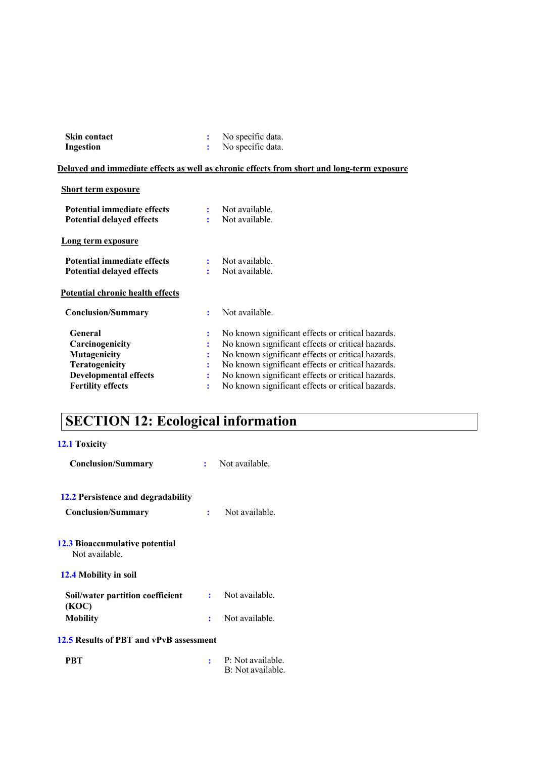**Skin contact** : No specific data.
**Ingestion** : No specific data.

**Delayed and immediate effects as well as chronic effects from short and long-term exposure**

**Short term exposure**

**Potential immediate effects** : Not available.
**Potential delayed effects** : Not available.

**Long term exposure**

**Potential immediate effects** : Not available.
**Potential delayed effects** : Not available.

**Potential chronic health effects**

**Conclusion/Summary** : Not available.

**General** : No known significant effects or critical hazards.
**Carcinogenicity** : No known significant effects or critical hazards.
**Mutagenicity** : No known significant effects or critical hazards.
**Teratogenicity** : No known significant effects or critical hazards.
**Developmental effects** : No known significant effects or critical hazards.
**Fertility effects** : No known significant effects or critical hazards.

# SECTION 12: Ecological information

### 12.1 Toxicity

**Conclusion/Summary** : Not available.

### 12.2 Persistence and degradability

**Conclusion/Summary** : Not available.

### 12.3 Bioaccumulative potential

Not available.

### 12.4 Mobility in soil

**Soil/water partition coefficient (KOC)** : Not available.
**Mobility** : Not available.

### 12.5 Results of PBT and vPvB assessment

**PBT** : P: Not available.
B: Not available.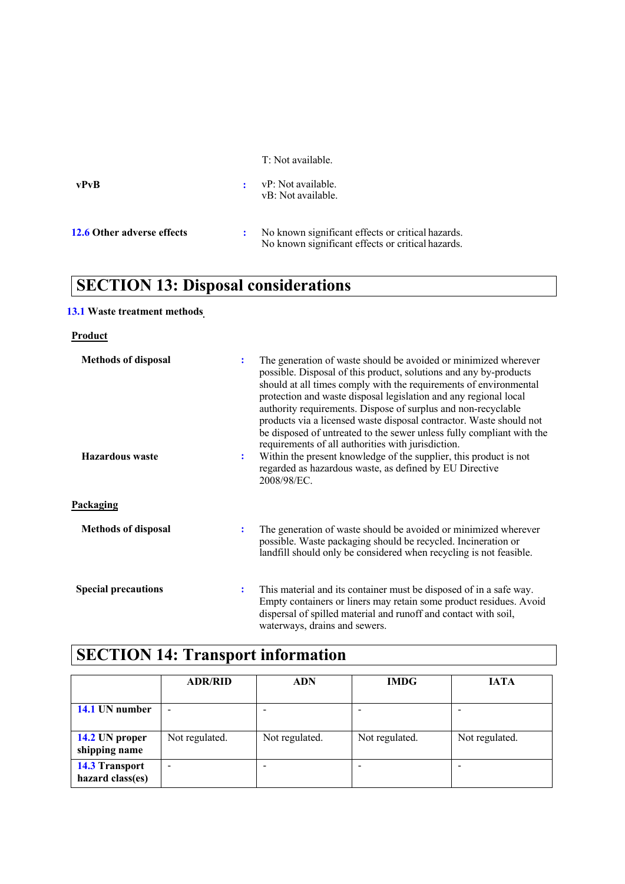T: Not available.

**vPvB** : vP: Not available.
vB: Not available.

**12.6 Other adverse effects** : No known significant effects or critical hazards.
No known significant effects or critical hazards.

# SECTION 13: Disposal considerations

**13.1 Waste treatment methods**

**Product**

**Methods of disposal** : The generation of waste should be avoided or minimized wherever possible. Disposal of this product, solutions and any by-products should at all times comply with the requirements of environmental protection and waste disposal legislation and any regional local authority requirements. Dispose of surplus and non-recyclable products via a licensed waste disposal contractor. Waste should not be disposed of untreated to the sewer unless fully compliant with the requirements of all authorities with jurisdiction.

**Hazardous waste** : Within the present knowledge of the supplier, this product is not regarded as hazardous waste, as defined by EU Directive 2008/98/EC.

**Packaging**

**Methods of disposal** : The generation of waste should be avoided or minimized wherever possible. Waste packaging should be recycled. Incineration or landfill should only be considered when recycling is not feasible.

**Special precautions** : This material and its container must be disposed of in a safe way. Empty containers or liners may retain some product residues. Avoid dispersal of spilled material and runoff and contact with soil, waterways, drains and sewers.

# SECTION 14: Transport information

| | ADR/RID | ADN | IMDG | IATA |
|---|---|---|---|---|
| **14.1 UN number** | - | - | - | - |
| **14.2 UN proper shipping name** | Not regulated. | Not regulated. | Not regulated. | Not regulated. |
| **14.3 Transport hazard class(es)** | - | - | - | - |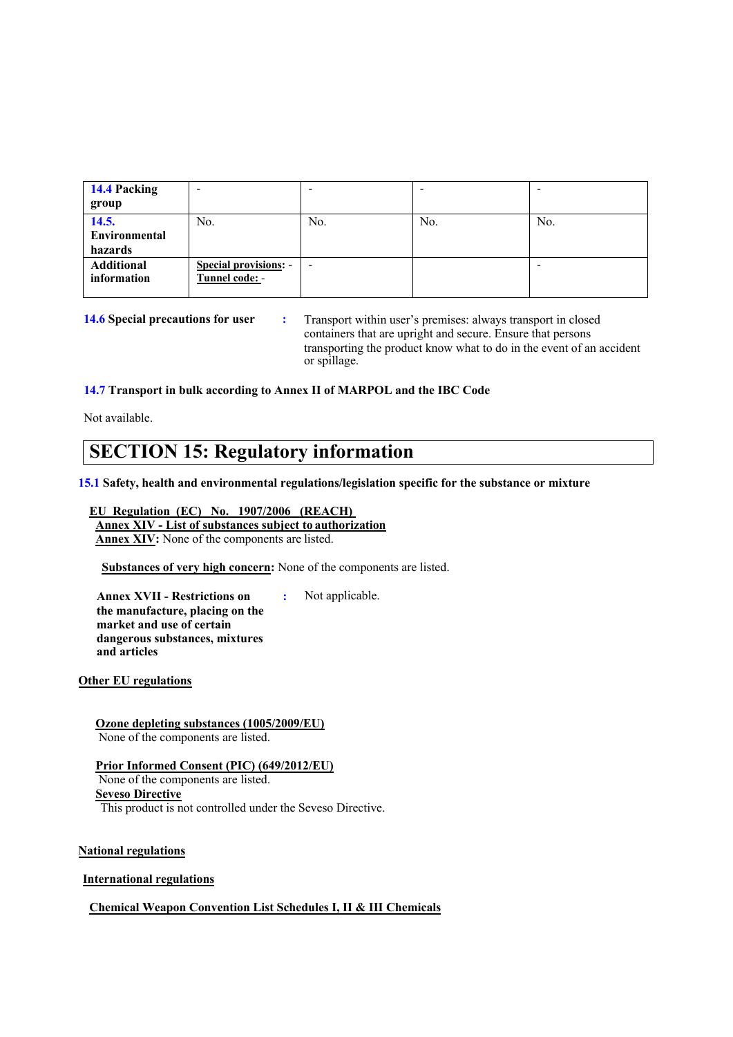| **14.4 Packing group** | - | - | - | - |
|---|---|---|---|---|
| **14.5. Environmental hazards** | No. | No. | No. | No. |
| **Additional information** | **Special provisions:** - **Tunnel code:** - | - | | - |

**14.6 Special precautions for user** : Transport within user's premises: always transport in closed containers that are upright and secure. Ensure that persons transporting the product know what to do in the event of an accident or spillage.

**14.7 Transport in bulk according to Annex II of MARPOL and the IBC Code**

Not available.

# SECTION 15: Regulatory information

**15.1 Safety, health and environmental regulations/legislation specific for the substance or mixture**

**EU Regulation (EC) No. 1907/2006 (REACH)**

**Annex XIV - List of substances subject to authorization**

**Annex XIV:** None of the components are listed.

**Substances of very high concern:** None of the components are listed.

**Annex XVII - Restrictions on the manufacture, placing on the market and use of certain dangerous substances, mixtures and articles** : Not applicable.

**Other EU regulations**

**Ozone depleting substances (1005/2009/EU)**

None of the components are listed.

**Prior Informed Consent (PIC) (649/2012/EU)**

None of the components are listed.

**Seveso Directive**

This product is not controlled under the Seveso Directive.

**National regulations**

**International regulations**

**Chemical Weapon Convention List Schedules I, II & III Chemicals**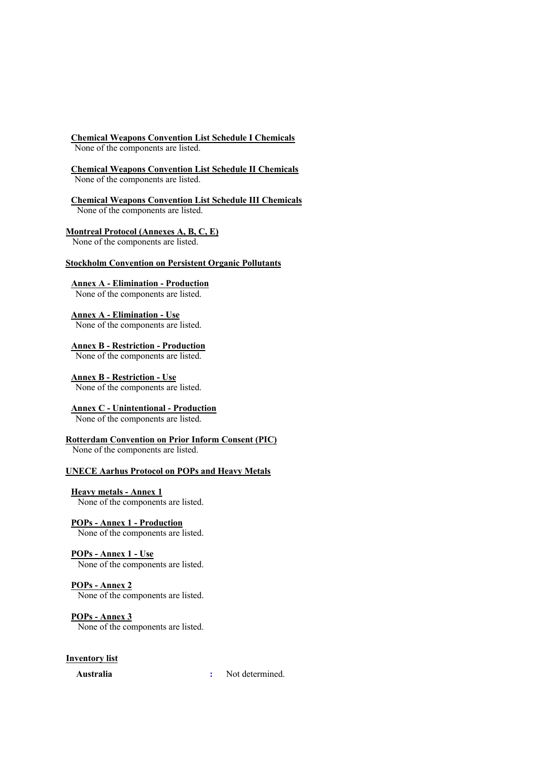**Chemical Weapons Convention List Schedule I Chemicals**

None of the components are listed.

**Chemical Weapons Convention List Schedule II Chemicals**

None of the components are listed.

**Chemical Weapons Convention List Schedule III Chemicals**

None of the components are listed.

**Montreal Protocol (Annexes A, B, C, E)**

None of the components are listed.

**Stockholm Convention on Persistent Organic Pollutants**

**Annex A - Elimination - Production**

None of the components are listed.

**Annex A - Elimination - Use**

None of the components are listed.

**Annex B - Restriction - Production**

None of the components are listed.

**Annex B - Restriction - Use**

None of the components are listed.

**Annex C - Unintentional - Production**

None of the components are listed.

**Rotterdam Convention on Prior Inform Consent (PIC)**

None of the components are listed.

**UNECE Aarhus Protocol on POPs and Heavy Metals**

**Heavy metals - Annex 1**

None of the components are listed.

**POPs - Annex 1 - Production**

None of the components are listed.

**POPs - Annex 1 - Use**

None of the components are listed.

**POPs - Annex 2**

None of the components are listed.

**POPs - Annex 3**

None of the components are listed.

**Inventory list**

**Australia** : Not determined.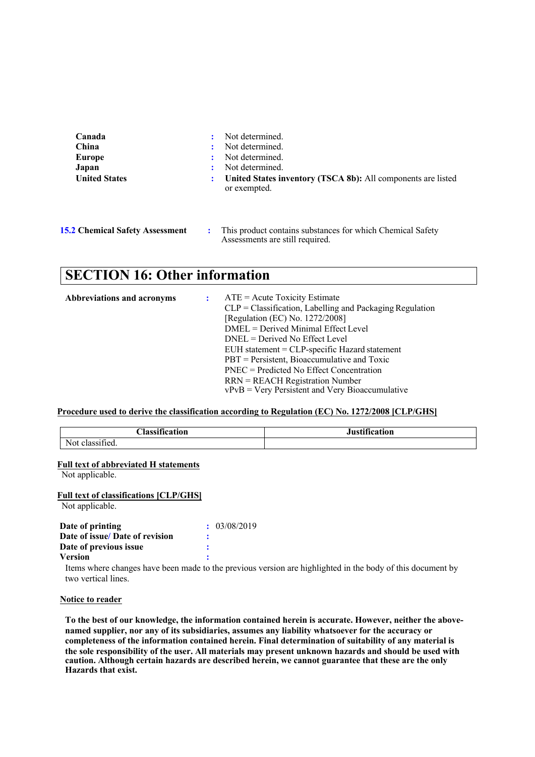**Canada** : Not determined.
**China** : Not determined.
**Europe** : Not determined.
**Japan** : Not determined.
**United States** : **United States inventory (TSCA 8b):** All components are listed or exempted.

**15.2 Chemical Safety Assessment** : This product contains substances for which Chemical Safety Assessments are still required.

# SECTION 16: Other information

**Abbreviations and acronyms** :
ATE = Acute Toxicity Estimate
CLP = Classification, Labelling and Packaging Regulation [Regulation (EC) No. 1272/2008]
DMEL = Derived Minimal Effect Level
DNEL = Derived No Effect Level
EUH statement = CLP-specific Hazard statement
PBT = Persistent, Bioaccumulative and Toxic
PNEC = Predicted No Effect Concentration
RRN = REACH Registration Number
vPvB = Very Persistent and Very Bioaccumulative

**Procedure used to derive the classification according to Regulation (EC) No. 1272/2008 [CLP/GHS]**

| Classification | Justification |
|---|---|
| Not classified. | |

**Full text of abbreviated H statements**

Not applicable.

**Full text of classifications [CLP/GHS]**

Not applicable.

**Date of printing** : 03/08/2019
**Date of issue/ Date of revision** :
**Date of previous issue** :
**Version** :

Items where changes have been made to the previous version are highlighted in the body of this document by two vertical lines.

**Notice to reader**

**To the best of our knowledge, the information contained herein is accurate. However, neither the above-named supplier, nor any of its subsidiaries, assumes any liability whatsoever for the accuracy or completeness of the information contained herein. Final determination of suitability of any material is the sole responsibility of the user. All materials may present unknown hazards and should be used with caution. Although certain hazards are described herein, we cannot guarantee that these are the only Hazards that exist.**